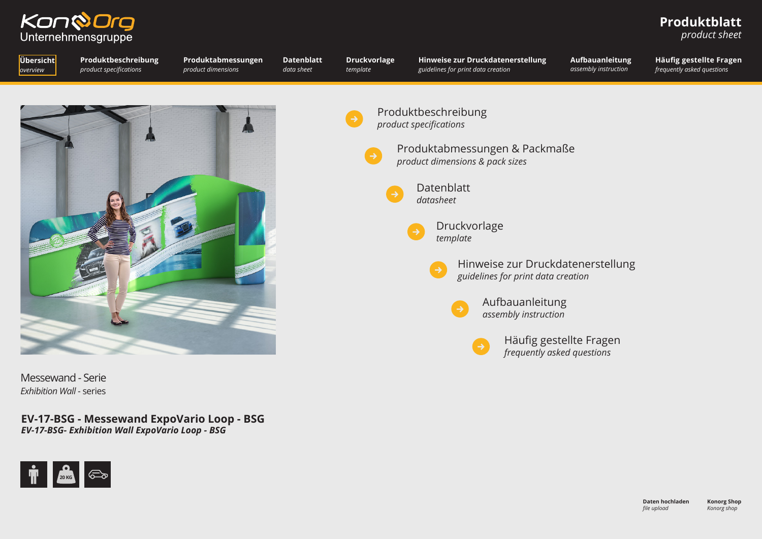Kon Org
Unternehmensgruppe

# Produktblatt
*product sheet*

**Übersicht** *overview* | **Produktbeschreibung** *product specifications* | **Produktabmessungen** *product dimensions* | **Datenblatt** *data sheet* | **Druckvorlage** *template* | **Hinweise zur Druckdatenerstellung** *guidelines for print data creation* | **Aufbauanleitung** *assembly instruction* | **Häufig gestellte Fragen** *frequently asked questions*

- Produktbeschreibung
  *product specifications*
- Produktabmessungen & Packmaße
  *product dimensions & pack sizes*
- Datenblatt
  *datasheet*
- Druckvorlage
  *template*
- Hinweise zur Druckdatenerstellung
  *guidelines for print data creation*
- Aufbauanleitung
  *assembly instruction*
- Häufig gestellte Fragen
  *frequently asked questions*

Messewand - Serie
*Exhibition Wall* - series

## EV-17-BSG - Messewand ExpoVario Loop - BSG
***EV-17-BSG- Exhibition Wall ExpoVario Loop - BSG***

20 KG

**Daten hochladen**
*file upload*

**Konorg Shop**
*Konorg shop*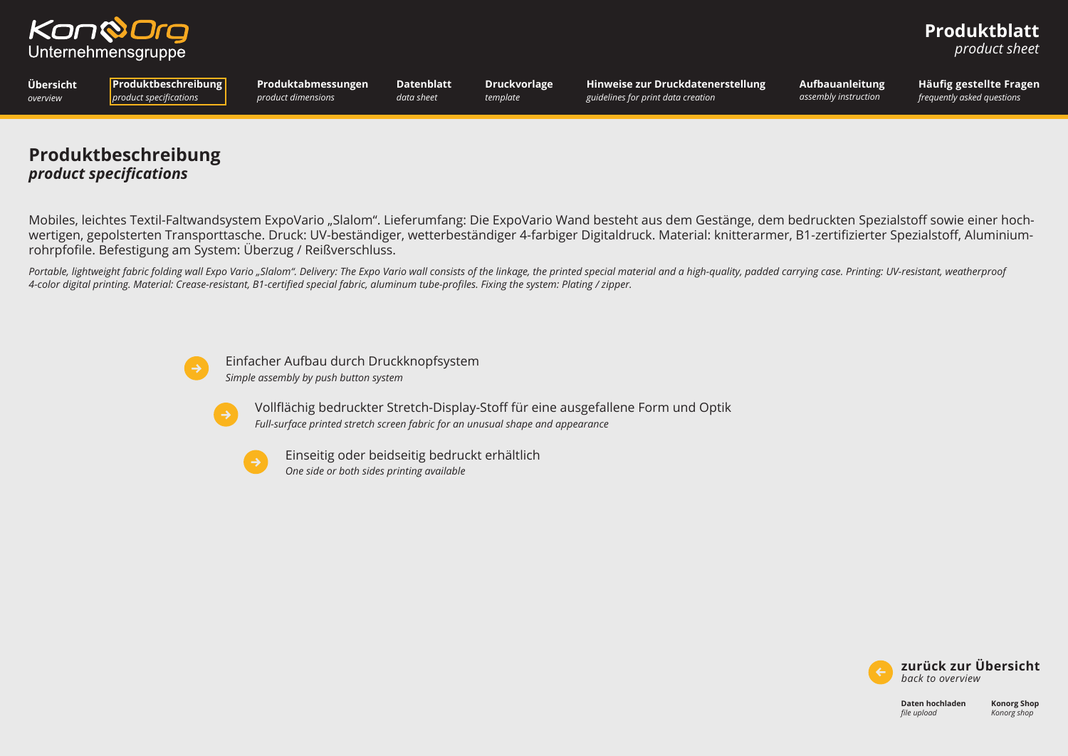# Produktbeschreibung
***product specifications***

Mobiles, leichtes Textil-Faltwandsystem ExpoVario „Slalom". Lieferumfang: Die ExpoVario Wand besteht aus dem Gestänge, dem bedruckten Spezialstoff sowie einer hochwertigen, gepolsterten Transporttasche. Druck: UV-beständiger, wetterbeständiger 4-farbiger Digitaldruck. Material: knitterarmer, B1-zertifizierter Spezialstoff, Aluminiumrohrpfofile. Befestigung am System: Überzug / Reißverschluss.

*Portable, lightweight fabric folding wall Expo Vario „Slalom". Delivery: The Expo Vario wall consists of the linkage, the printed special material and a high-quality, padded carrying case. Printing: UV-resistant, weatherproof 4-color digital printing. Material: Crease-resistant, B1-certified special fabric, aluminum tube-profiles. Fixing the system: Plating / zipper.*

- Einfacher Aufbau durch Druckknopfsystem
  *Simple assembly by push button system*
- Vollflächig bedruckter Stretch-Display-Stoff für eine ausgefallene Form und Optik
  *Full-surface printed stretch screen fabric for an unusual shape and appearance*
- Einseitig oder beidseitig bedruckt erhältlich
  *One side or both sides printing available*

**zurück zur Übersicht**
*back to overview*

**Daten hochladen** *file upload*

**Konorg Shop** *Konorg shop*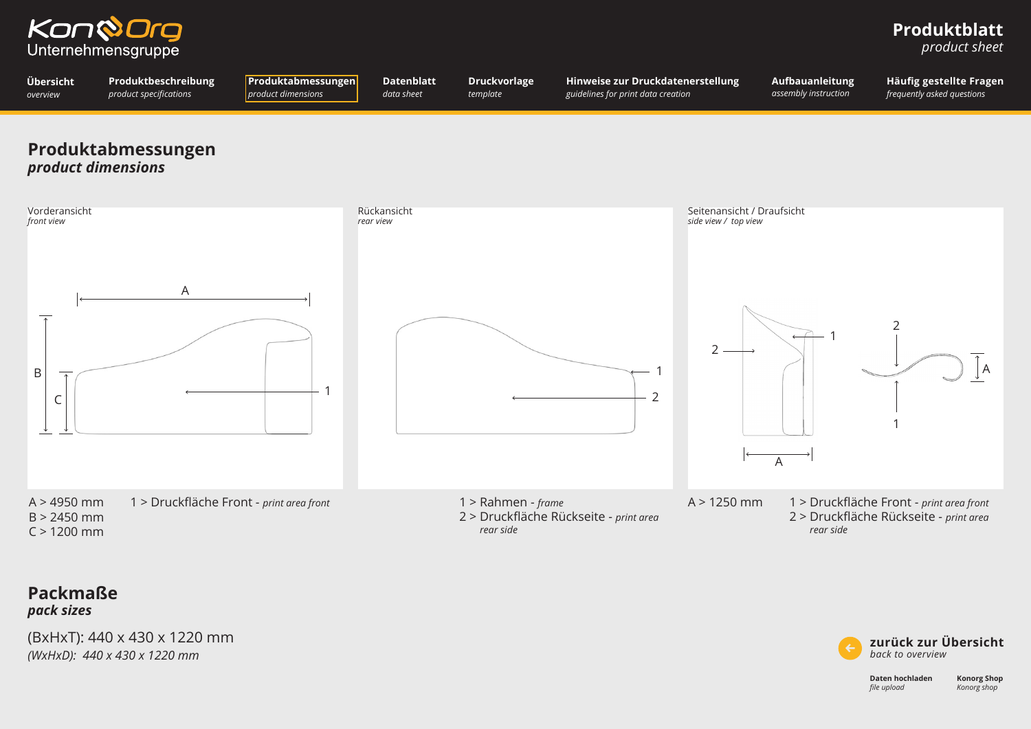**Übersicht** *overview* | **Produktbeschreibung** *product specifications* | **Produktabmessungen** *product dimensions* | **Datenblatt** *data sheet* | **Druckvorlage** *template* | **Hinweise zur Druckdatenerstellung** *guidelines for print data creation* | **Aufbauanleitung** *assembly instruction* | **Häufig gestellte Fragen** *frequently asked questions*

# Produktabmessungen
## *product dimensions*

Vorderansicht
*front view*

A
B
C
1

Rückansicht
*rear view*

1
2

Seitenansicht / Draufsicht
*side view / top view*

1
2
A
2
1
A

A > 4950 mm
B > 2450 mm
C > 1200 mm

1 > Druckfläche Front - *print area front*

1 > Rahmen - *frame*
2 > Druckfläche Rückseite - *print area rear side*

A > 1250 mm

1 > Druckfläche Front - *print area front*
2 > Druckfläche Rückseite - *print area rear side*

# Packmaße
## *pack sizes*

(BxHxT): 440 x 430 x 1220 mm
*(WxHxD): 440 x 430 x 1220 mm*

**zurück zur Übersicht**
*back to overview*

**Daten hochladen** *file upload*
**Konorg Shop** *Konorg shop*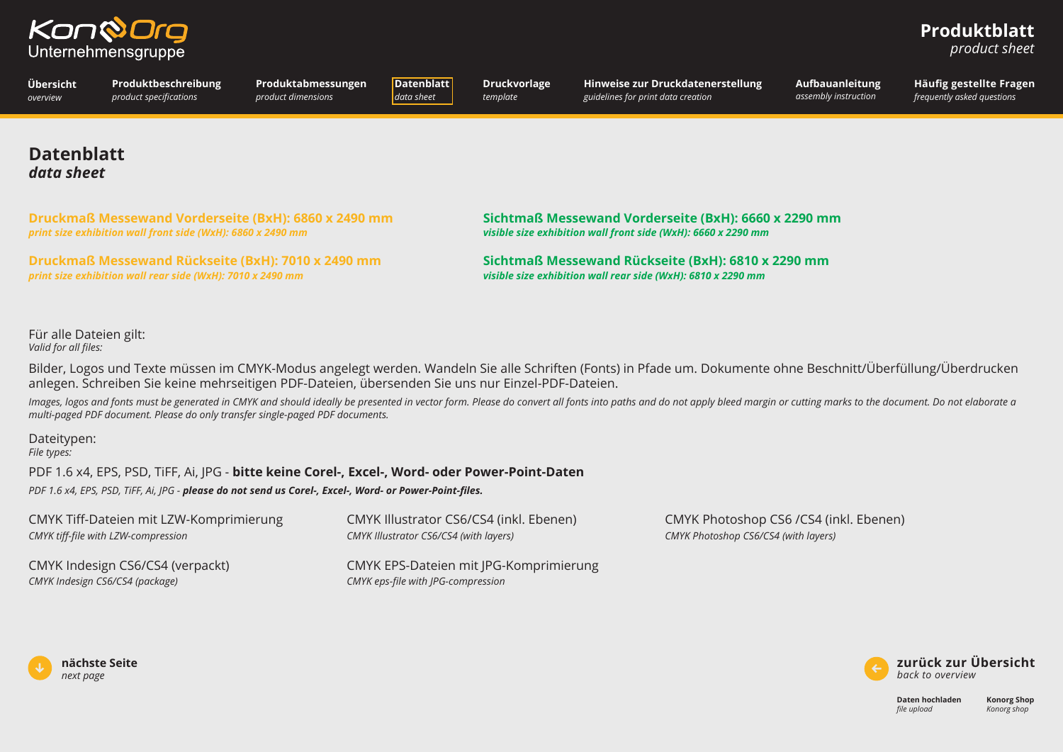# Datenblatt
***data sheet***

**Druckmaß Messewand Vorderseite (BxH): 6860 x 2490 mm**
***print size exhibition wall front side (WxH): 6860 x 2490 mm***

**Druckmaß Messewand Rückseite (BxH): 7010 x 2490 mm**
***print size exhibition wall rear side (WxH): 7010 x 2490 mm***

**Sichtmaß Messewand Vorderseite (BxH): 6660 x 2290 mm**
***visible size exhibition wall front side (WxH): 6660 x 2290 mm***

**Sichtmaß Messewand Rückseite (BxH): 6810 x 2290 mm**
***visible size exhibition wall rear side (WxH): 6810 x 2290 mm***

Für alle Dateien gilt:
*Valid for all files:*

Bilder, Logos und Texte müssen im CMYK-Modus angelegt werden. Wandeln Sie alle Schriften (Fonts) in Pfade um. Dokumente ohne Beschnitt/Überfüllung/Überdrucken anlegen. Schreiben Sie keine mehrseitigen PDF-Dateien, übersenden Sie uns nur Einzel-PDF-Dateien.

*Images, logos and fonts must be generated in CMYK and should ideally be presented in vector form. Please do convert all fonts into paths and do not apply bleed margin or cutting marks to the document. Do not elaborate a multi-paged PDF document. Please do only transfer single-paged PDF documents.*

Dateitypen:
*File types:*

PDF 1.6 x4, EPS, PSD, TiFF, Ai, JPG - **bitte keine Corel-, Excel-, Word- oder Power-Point-Daten**
*PDF 1.6 x4, EPS, PSD, TiFF, Ai, JPG -* ***please do not send us Corel-, Excel-, Word- or Power-Point-files.***

CMYK Tiff-Dateien mit LZW-Komprimierung
*CMYK tiff-file with LZW-compression*

CMYK Illustrator CS6/CS4 (inkl. Ebenen)
*CMYK Illustrator CS6/CS4 (with layers)*

CMYK Photoshop CS6 /CS4 (inkl. Ebenen)
*CMYK Photoshop CS6/CS4 (with layers)*

CMYK Indesign CS6/CS4 (verpackt)
*CMYK Indesign CS6/CS4 (package)*

CMYK EPS-Dateien mit JPG-Komprimierung
*CMYK eps-file with JPG-compression*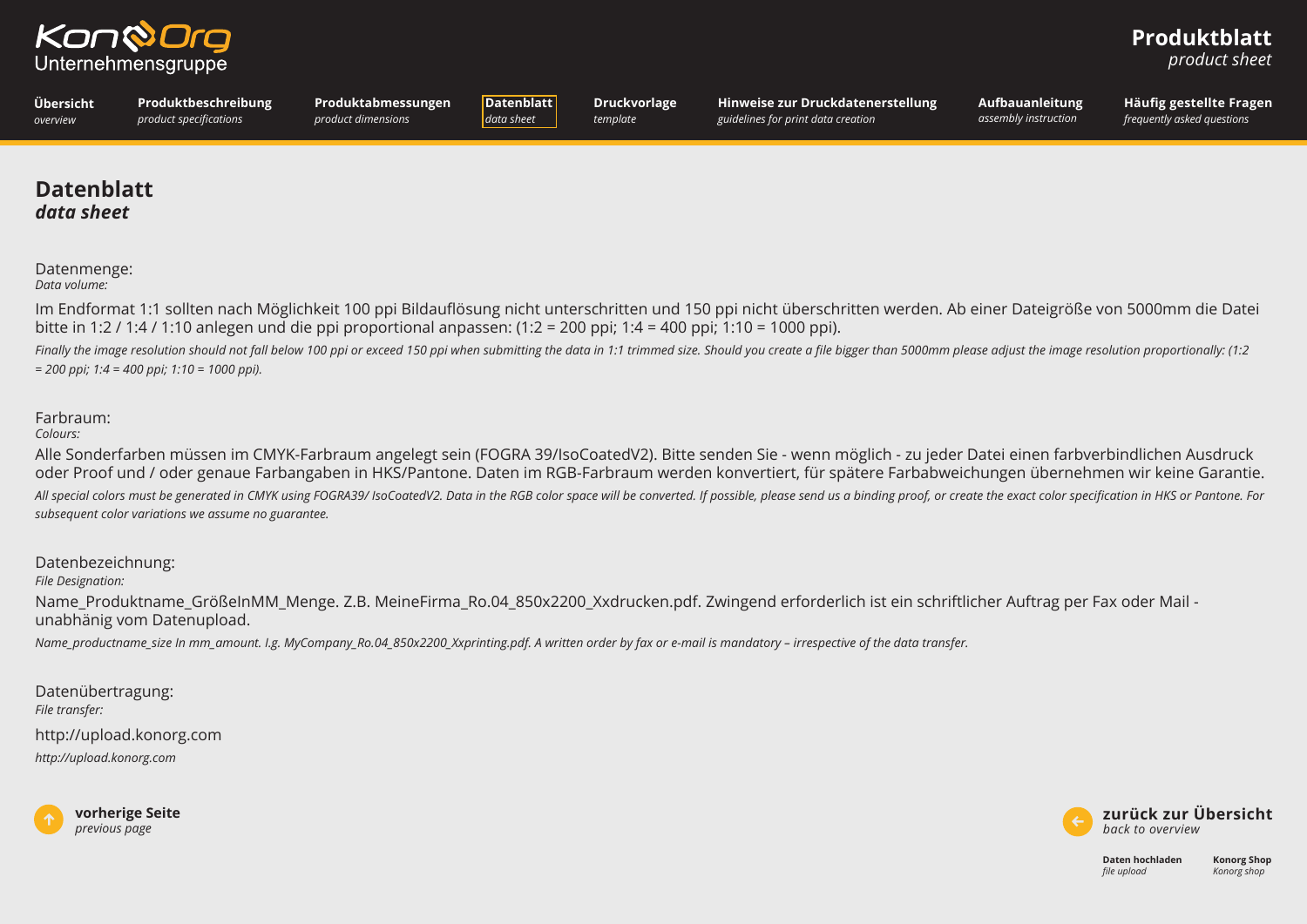## Datenblatt
### *data sheet*

Datenmenge:
*Data volume:*

Im Endformat 1:1 sollten nach Möglichkeit 100 ppi Bildauflösung nicht unterschritten und 150 ppi nicht überschritten werden. Ab einer Dateigröße von 5000mm die Datei bitte in 1:2 / 1:4 / 1:10 anlegen und die ppi proportional anpassen: (1:2 = 200 ppi; 1:4 = 400 ppi; 1:10 = 1000 ppi).

*Finally the image resolution should not fall below 100 ppi or exceed 150 ppi when submitting the data in 1:1 trimmed size. Should you create a file bigger than 5000mm please adjust the image resolution proportionally: (1:2 = 200 ppi; 1:4 = 400 ppi; 1:10 = 1000 ppi).*

Farbraum:
*Colours:*

Alle Sonderfarben müssen im CMYK-Farbraum angelegt sein (FOGRA 39/IsoCoatedV2). Bitte senden Sie - wenn möglich - zu jeder Datei einen farbverbindlichen Ausdruck oder Proof und / oder genaue Farbangaben in HKS/Pantone. Daten im RGB-Farbraum werden konvertiert, für spätere Farbabweichungen übernehmen wir keine Garantie.

*All special colors must be generated in CMYK using FOGRA39/ IsoCoatedV2. Data in the RGB color space will be converted. If possible, please send us a binding proof, or create the exact color specification in HKS or Pantone. For subsequent color variations we assume no guarantee.*

Datenbezeichnung:
*File Designation:*

Name_Produktname_GrößeInMM_Menge. Z.B. MeineFirma_Ro.04_850x2200_Xxdrucken.pdf. Zwingend erforderlich ist ein schriftlicher Auftrag per Fax oder Mail - unabhänig vom Datenupload.

*Name_productname_size In mm_amount. I.g. MyCompany_Ro.04_850x2200_Xxprinting.pdf. A written order by fax or e-mail is mandatory – irrespective of the data transfer.*

Datenübertragung:
*File transfer:*

http://upload.konorg.com

*http://upload.konorg.com*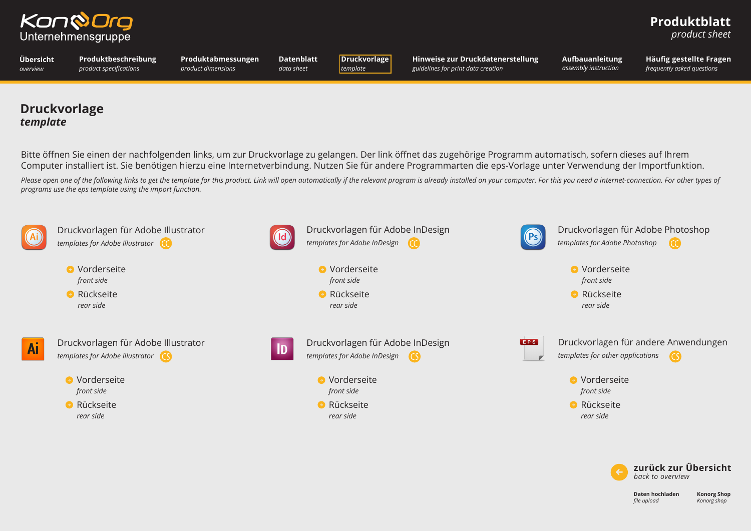**KonOrg**
Unternehmensgruppe

**Produktblatt**
*product sheet*

**Übersicht** *overview* | **Produktbeschreibung** *product specifications* | **Produktabmessungen** *product dimensions* | **Datenblatt** *data sheet* | **Druckvorlage** *template* | **Hinweise zur Druckdatenerstellung** *guidelines for print data creation* | **Aufbauanleitung** *assembly instruction* | **Häufig gestellte Fragen** *frequently asked questions*

# Druckvorlage
## *template*

Bitte öffnen Sie einen der nachfolgenden links, um zur Druckvorlage zu gelangen. Der link öffnet das zugehörige Programm automatisch, sofern dieses auf Ihrem Computer installiert ist. Sie benötigen hierzu eine Internetverbindung. Nutzen Sie für andere Programmarten die eps-Vorlage unter Verwendung der Importfunktion.

*Please open one of the following links to get the template for this product. Link will open automatically if the relevant program is already installed on your computer. For this you need a internet-connection. For other types of programs use the eps template using the import function.*

### Druckvorlagen für Adobe Illustrator
*templates for Adobe Illustrator* CC

- Vorderseite *front side*
- Rückseite *rear side*

### Druckvorlagen für Adobe InDesign
*templates for Adobe InDesign* CC

- Vorderseite *front side*
- Rückseite *rear side*

### Druckvorlagen für Adobe Photoshop
*templates for Adobe Photoshop* CC

- Vorderseite *front side*
- Rückseite *rear side*

### Druckvorlagen für Adobe Illustrator
*templates for Adobe Illustrator* CS

- Vorderseite *front side*
- Rückseite *rear side*

### Druckvorlagen für Adobe InDesign
*templates for Adobe InDesign* CS

- Vorderseite *front side*
- Rückseite *rear side*

### Druckvorlagen für andere Anwendungen
*templates for other applications* CS

- Vorderseite *front side*
- Rückseite *rear side*

**zurück zur Übersicht**
*back to overview*

**Daten hochladen** *file upload* | **Konorg Shop** *Konorg shop*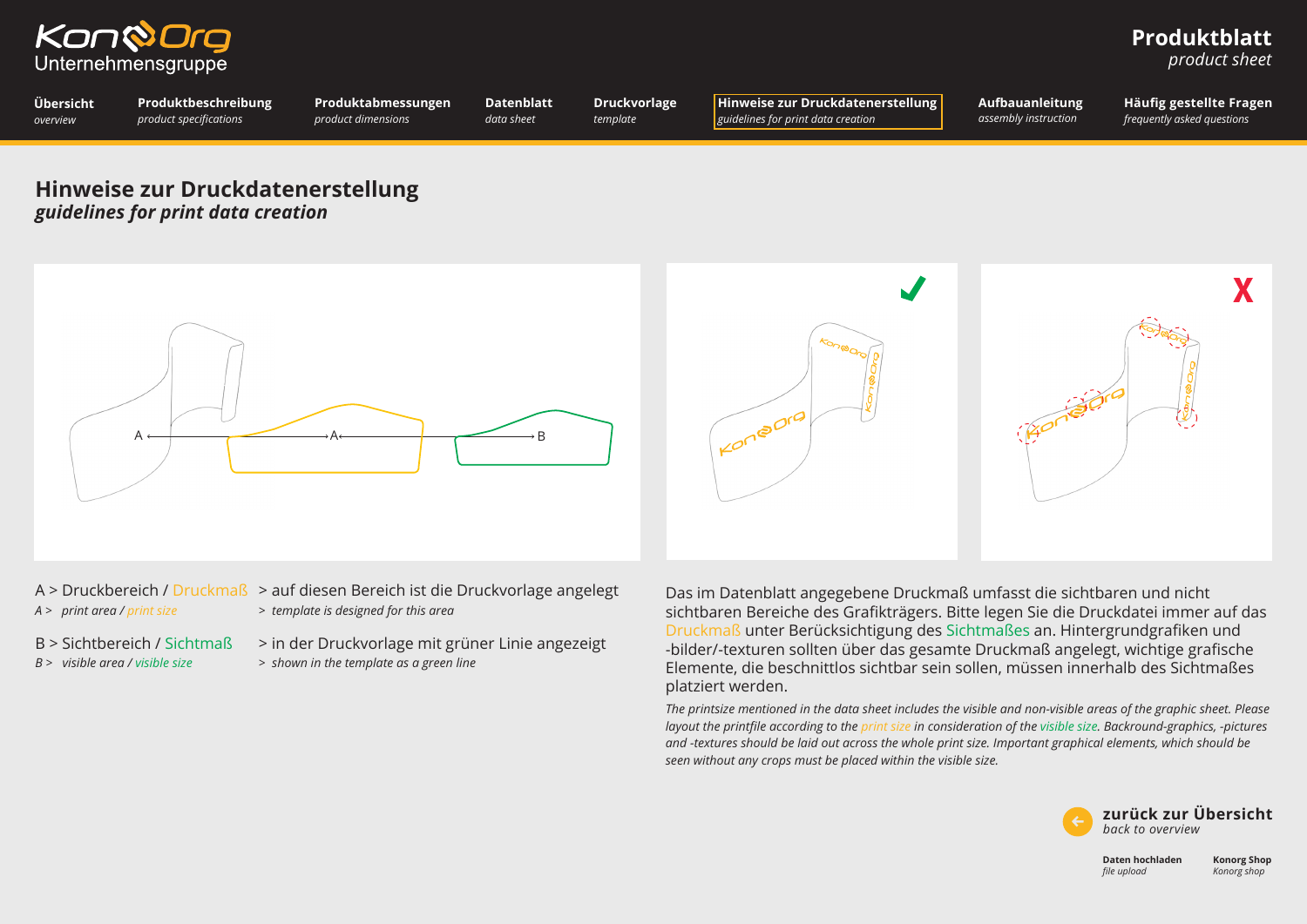**Kon Org**
Unternehmensgruppe

**Produktblatt**
*product sheet*

**Übersicht** *overview* | **Produktbeschreibung** *product specifications* | **Produktabmessungen** *product dimensions* | **Datenblatt** *data sheet* | **Druckvorlage** *template* | **Hinweise zur Druckdatenerstellung** *guidelines for print data creation* | **Aufbauanleitung** *assembly instruction* | **Häufig gestellte Fragen** *frequently asked questions*

# Hinweise zur Druckdatenerstellung
## *guidelines for print data creation*

A > Druckbereich / Druckmaß > auf diesen Bereich ist die Druckvorlage angelegt
*A > print area / print size > template is designed for this area*

B > Sichtbereich / Sichtmaß > in der Druckvorlage mit grüner Linie angezeigt
*B > visible area / visible size > shown in the template as a green line*

Das im Datenblatt angegebene Druckmaß umfasst die sichtbaren und nicht sichtbaren Bereiche des Grafikträgers. Bitte legen Sie die Druckdatei immer auf das Druckmaß unter Berücksichtigung des Sichtmaßes an. Hintergrundgrafiken und -bilder/-texturen sollten über das gesamte Druckmaß angelegt, wichtige grafische Elemente, die beschnittlos sichtbar sein sollen, müssen innerhalb des Sichtmaßes platziert werden.

*The printsize mentioned in the data sheet includes the visible and non-visible areas of the graphic sheet. Please layout the printfile according to the print size in consideration of the visible size. Backround-graphics, -pictures and -textures should be laid out across the whole print size. Important graphical elements, which should be seen without any crops must be placed within the visible size.*

**zurück zur Übersicht**
*back to overview*

**Daten hochladen** *file upload* | **Konorg Shop** *Konorg shop*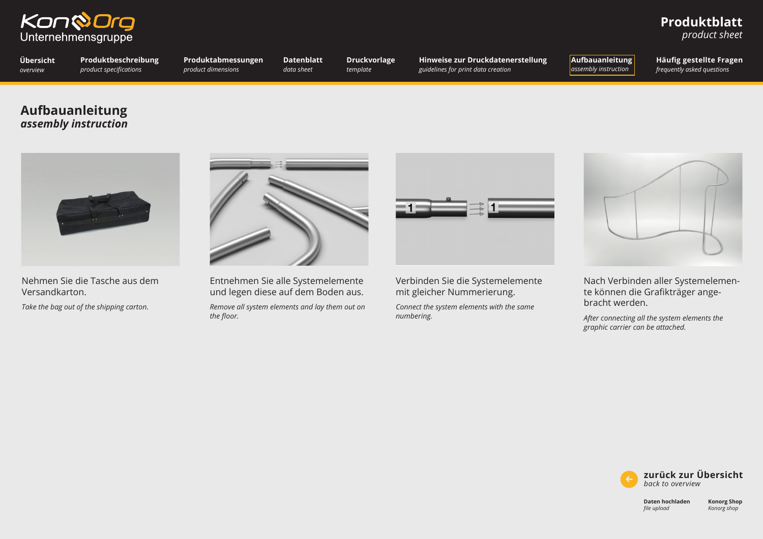# Aufbauanleitung
***assembly instruction***

Nehmen Sie die Tasche aus dem Versandkarton.

*Take the bag out of the shipping carton.*

Entnehmen Sie alle Systemelemente und legen diese auf dem Boden aus.

*Remove all system elements and lay them out on the floor.*

Verbinden Sie die Systemelemente mit gleicher Nummerierung.

*Connect the system elements with the same numbering.*

Nach Verbinden aller Systemelemente können die Grafikträger angebracht werden.

*After connecting all the system elements the graphic carrier can be attached.*

**zurück zur Übersicht**
*back to overview*

**Daten hochladen**
*file upload*

**Konorg Shop**
*Konorg shop*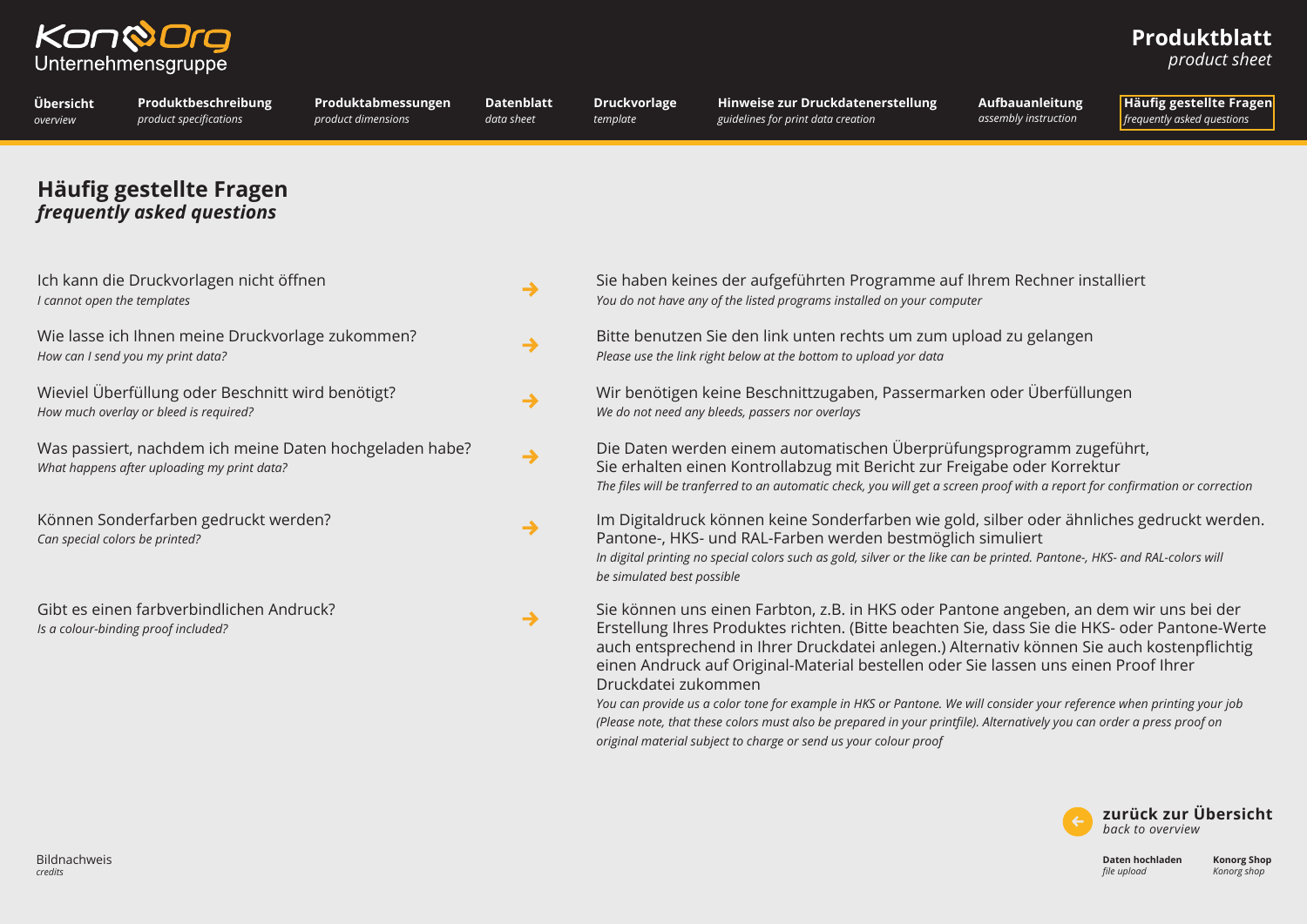# Häufig gestellte Fragen
## *frequently asked questions*

| Frage / question | | Antwort / answer |
|---|---|---|
| Ich kann die Druckvorlagen nicht öffnen<br>*I cannot open the templates* | ➜ | Sie haben keines der aufgeführten Programme auf Ihrem Rechner installiert<br>*You do not have any of the listed programs installed on your computer* |
| Wie lasse ich Ihnen meine Druckvorlage zukommen?<br>*How can I send you my print data?* | ➜ | Bitte benutzen Sie den link unten rechts um zum upload zu gelangen<br>*Please use the link right below at the bottom to upload yor data* |
| Wieviel Überfüllung oder Beschnitt wird benötigt?<br>*How much overlay or bleed is required?* | ➜ | Wir benötigen keine Beschnittzugaben, Passermarken oder Überfüllungen<br>*We do not need any bleeds, passers nor overlays* |
| Was passiert, nachdem ich meine Daten hochgeladen habe?<br>*What happens after uploading my print data?* | ➜ | Die Daten werden einem automatischen Überprüfungsprogramm zugeführt, Sie erhalten einen Kontrollabzug mit Bericht zur Freigabe oder Korrektur<br>*The files will be tranferred to an automatic check, you will get a screen proof with a report for confirmation or correction* |
| Können Sonderfarben gedruckt werden?<br>*Can special colors be printed?* | ➜ | Im Digitaldruck können keine Sonderfarben wie gold, silber oder ähnliches gedruckt werden. Pantone-, HKS- und RAL-Farben werden bestmöglich simuliert<br>*In digital printing no special colors such as gold, silver or the like can be printed. Pantone-, HKS- and RAL-colors will be simulated best possible* |
| Gibt es einen farbverbindlichen Andruck?<br>*Is a colour-binding proof included?* | ➜ | Sie können uns einen Farbton, z.B. in HKS oder Pantone angeben, an dem wir uns bei der Erstellung Ihres Produktes richten. (Bitte beachten Sie, dass Sie die HKS- oder Pantone-Werte auch entsprechend in Ihrer Druckdatei anlegen.) Alternativ können Sie auch kostenpflichtig einen Andruck auf Original-Material bestellen oder Sie lassen uns einen Proof Ihrer Druckdatei zukommen<br>*You can provide us a color tone for example in HKS or Pantone. We will consider your reference when printing your job (Please note, that these colors must also be prepared in your printfile). Alternatively you can order a press proof on original material subject to charge or send us your colour proof* |

**zurück zur Übersicht**
*back to overview*

Bildnachweis
*credits*

**Daten hochladen**
*file upload*

**Konorg Shop**
*Konorg shop*